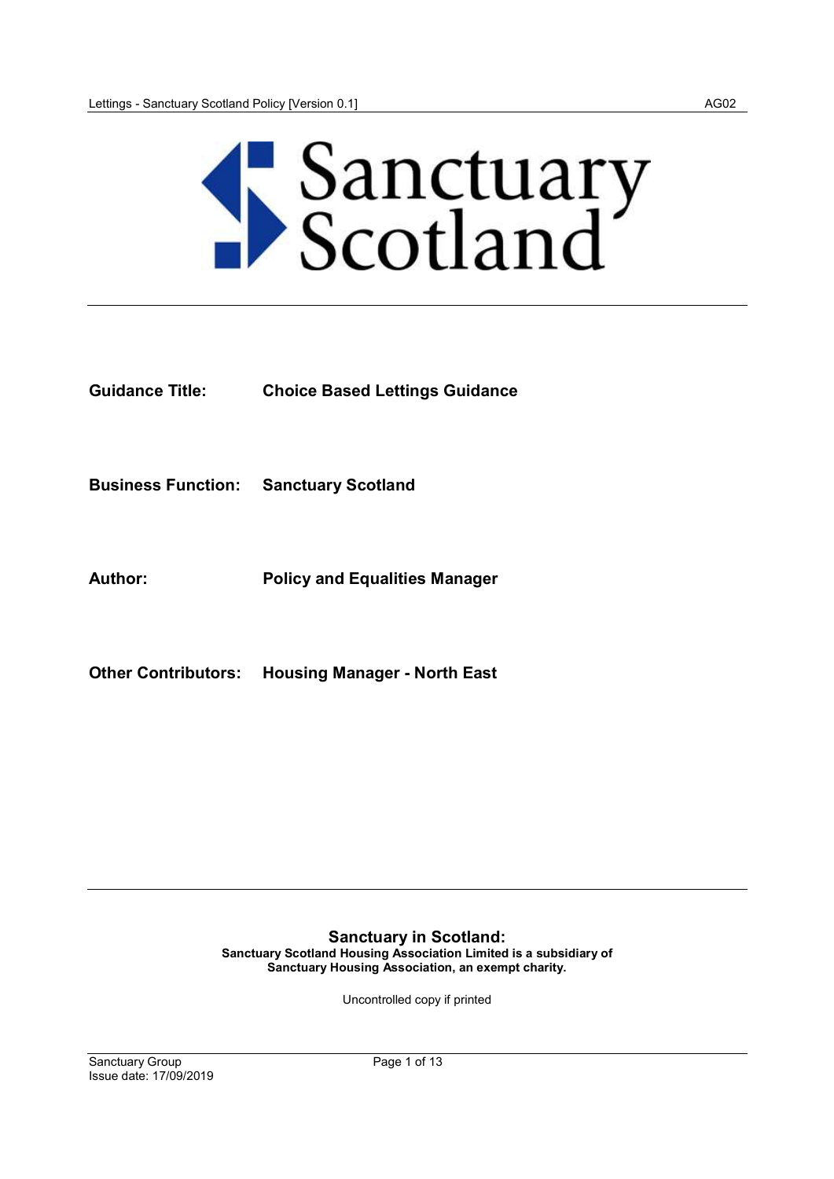**Guidance Title:** **Choice Based Lettings Guidance**

**Business Function:** **Sanctuary Scotland**

**Author:** **Policy and Equalities Manager**

**Other Contributors:** **Housing Manager - North East**

**Sanctuary in Scotland:**
**Sanctuary Scotland Housing Association Limited is a subsidiary of Sanctuary Housing Association, an exempt charity.**

Uncontrolled copy if printed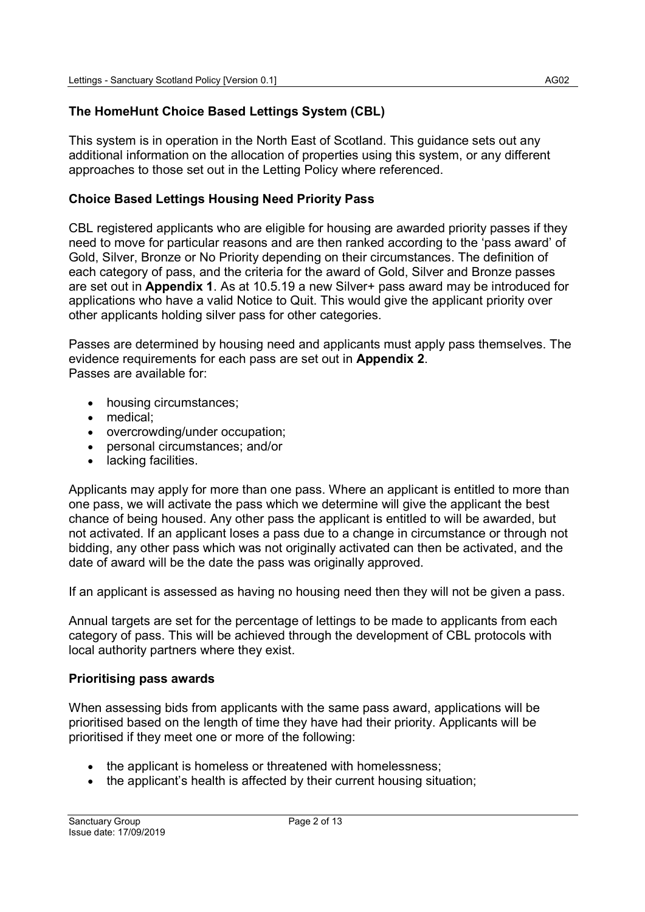## The HomeHunt Choice Based Lettings System (CBL)

This system is in operation in the North East of Scotland. This guidance sets out any additional information on the allocation of properties using this system, or any different approaches to those set out in the Letting Policy where referenced.

### Choice Based Lettings Housing Need Priority Pass

CBL registered applicants who are eligible for housing are awarded priority passes if they need to move for particular reasons and are then ranked according to the 'pass award' of Gold, Silver, Bronze or No Priority depending on their circumstances. The definition of each category of pass, and the criteria for the award of Gold, Silver and Bronze passes are set out in **Appendix 1**. As at 10.5.19 a new Silver+ pass award may be introduced for applications who have a valid Notice to Quit. This would give the applicant priority over other applicants holding silver pass for other categories.

Passes are determined by housing need and applicants must apply pass themselves. The evidence requirements for each pass are set out in **Appendix 2**.
Passes are available for:

- housing circumstances;
- medical;
- overcrowding/under occupation;
- personal circumstances; and/or
- lacking facilities.

Applicants may apply for more than one pass. Where an applicant is entitled to more than one pass, we will activate the pass which we determine will give the applicant the best chance of being housed. Any other pass the applicant is entitled to will be awarded, but not activated. If an applicant loses a pass due to a change in circumstance or through not bidding, any other pass which was not originally activated can then be activated, and the date of award will be the date the pass was originally approved.

If an applicant is assessed as having no housing need then they will not be given a pass.

Annual targets are set for the percentage of lettings to be made to applicants from each category of pass. This will be achieved through the development of CBL protocols with local authority partners where they exist.

### Prioritising pass awards

When assessing bids from applicants with the same pass award, applications will be prioritised based on the length of time they have had their priority. Applicants will be prioritised if they meet one or more of the following:

- the applicant is homeless or threatened with homelessness;
- the applicant's health is affected by their current housing situation;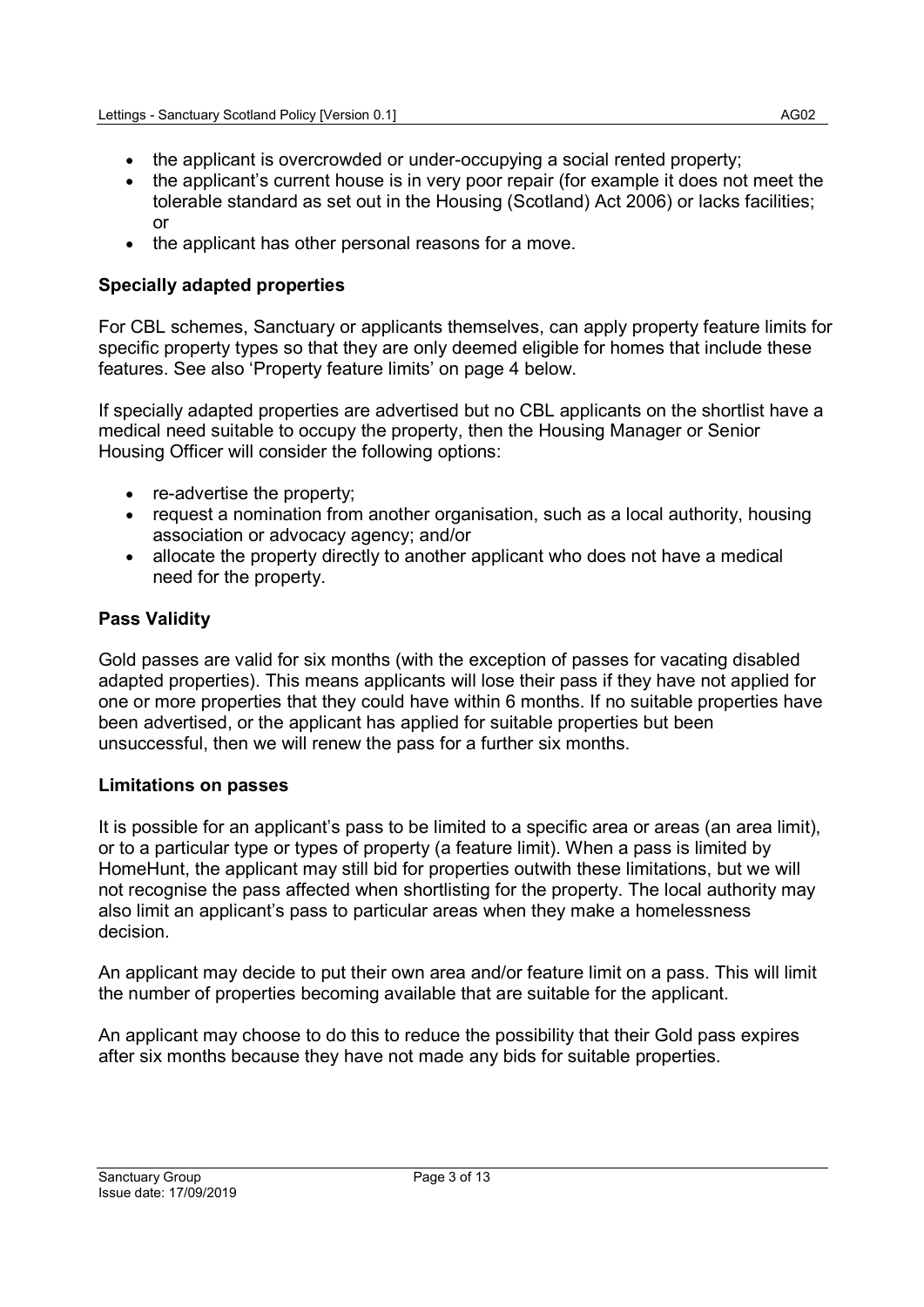- the applicant is overcrowded or under-occupying a social rented property;
- the applicant's current house is in very poor repair (for example it does not meet the tolerable standard as set out in the Housing (Scotland) Act 2006) or lacks facilities; or
- the applicant has other personal reasons for a move.

### Specially adapted properties

For CBL schemes, Sanctuary or applicants themselves, can apply property feature limits for specific property types so that they are only deemed eligible for homes that include these features. See also 'Property feature limits' on page 4 below.

If specially adapted properties are advertised but no CBL applicants on the shortlist have a medical need suitable to occupy the property, then the Housing Manager or Senior Housing Officer will consider the following options:

- re-advertise the property;
- request a nomination from another organisation, such as a local authority, housing association or advocacy agency; and/or
- allocate the property directly to another applicant who does not have a medical need for the property.

### Pass Validity

Gold passes are valid for six months (with the exception of passes for vacating disabled adapted properties). This means applicants will lose their pass if they have not applied for one or more properties that they could have within 6 months. If no suitable properties have been advertised, or the applicant has applied for suitable properties but been unsuccessful, then we will renew the pass for a further six months.

### Limitations on passes

It is possible for an applicant's pass to be limited to a specific area or areas (an area limit), or to a particular type or types of property (a feature limit). When a pass is limited by HomeHunt, the applicant may still bid for properties outwith these limitations, but we will not recognise the pass affected when shortlisting for the property. The local authority may also limit an applicant's pass to particular areas when they make a homelessness decision.

An applicant may decide to put their own area and/or feature limit on a pass. This will limit the number of properties becoming available that are suitable for the applicant.

An applicant may choose to do this to reduce the possibility that their Gold pass expires after six months because they have not made any bids for suitable properties.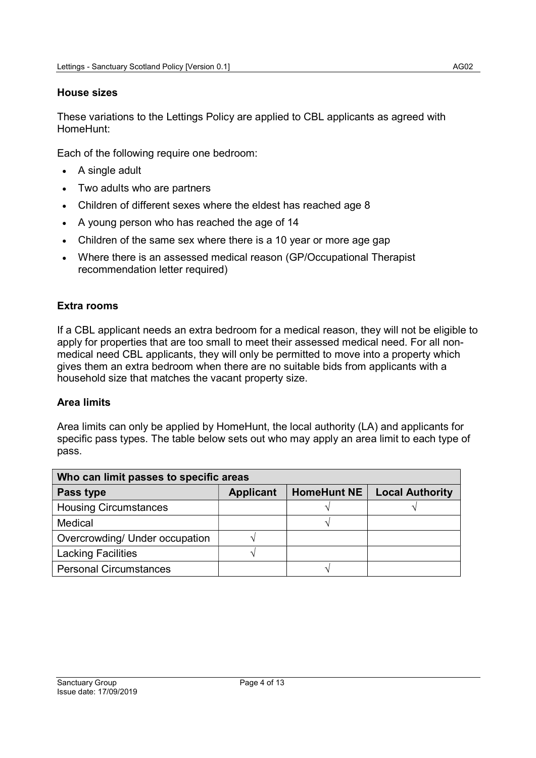## House sizes

These variations to the Lettings Policy are applied to CBL applicants as agreed with HomeHunt:

Each of the following require one bedroom:

- A single adult
- Two adults who are partners
- Children of different sexes where the eldest has reached age 8
- A young person who has reached the age of 14
- Children of the same sex where there is a 10 year or more age gap
- Where there is an assessed medical reason (GP/Occupational Therapist recommendation letter required)

## Extra rooms

If a CBL applicant needs an extra bedroom for a medical reason, they will not be eligible to apply for properties that are too small to meet their assessed medical need. For all non-medical need CBL applicants, they will only be permitted to move into a property which gives them an extra bedroom when there are no suitable bids from applicants with a household size that matches the vacant property size.

## Area limits

Area limits can only be applied by HomeHunt, the local authority (LA) and applicants for specific pass types. The table below sets out who may apply an area limit to each type of pass.

| Who can limit passes to specific areas | | | |
|---|---|---|---|
| **Pass type** | **Applicant** | **HomeHunt NE** | **Local Authority** |
| Housing Circumstances | | √ | √ |
| Medical | | √ | |
| Overcrowding/ Under occupation | √ | | |
| Lacking Facilities | √ | | |
| Personal Circumstances | | √ | |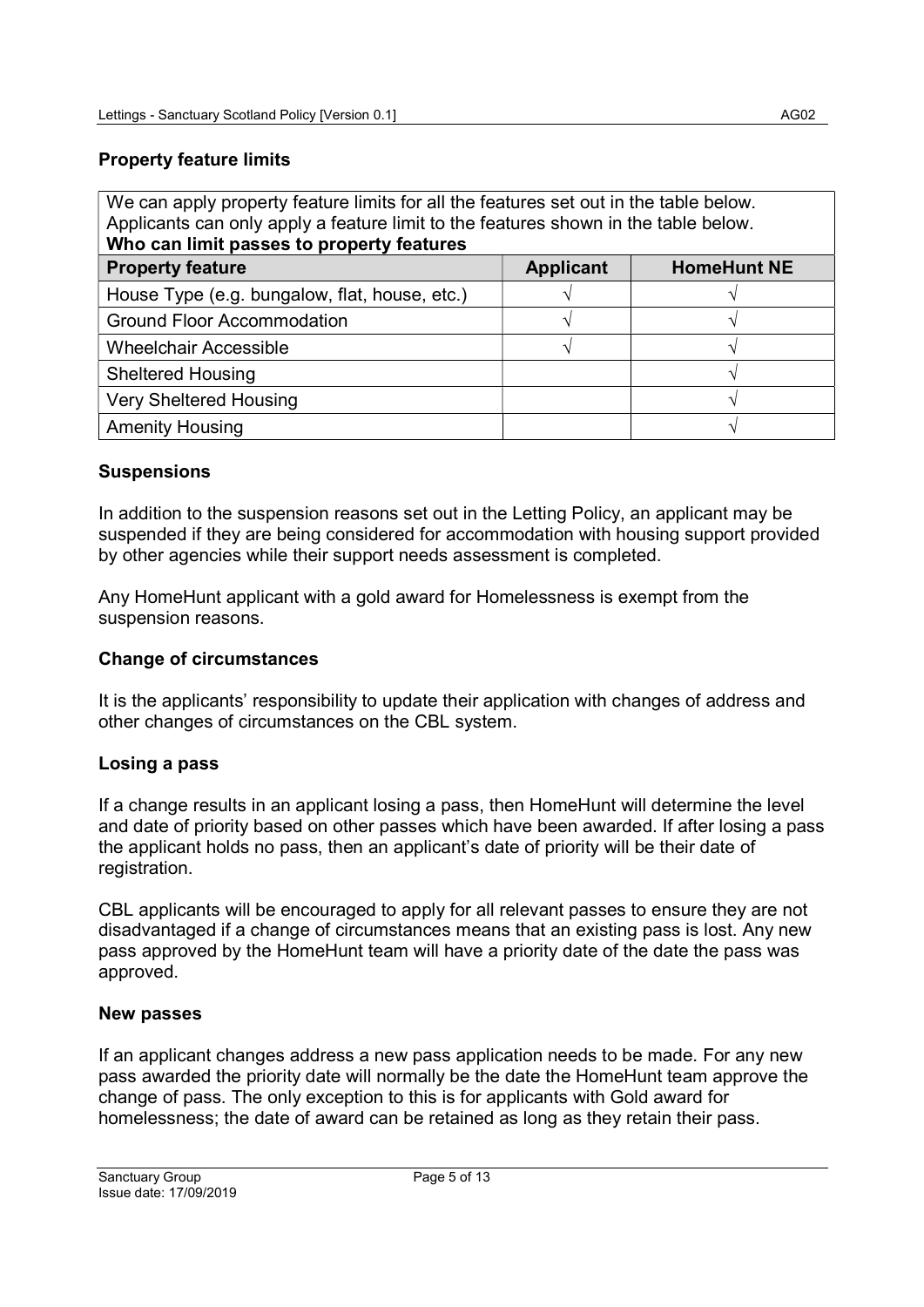### Property feature limits

| We can apply property feature limits for all the features set out in the table below. Applicants can only apply a feature limit to the features shown in the table below. **Who can limit passes to property features** | | |
|---|---|---|
| **Property feature** | **Applicant** | **HomeHunt NE** |
| House Type (e.g. bungalow, flat, house, etc.) | √ | √ |
| Ground Floor Accommodation | √ | √ |
| Wheelchair Accessible | √ | √ |
| Sheltered Housing | | √ |
| Very Sheltered Housing | | √ |
| Amenity Housing | | √ |

### Suspensions

In addition to the suspension reasons set out in the Letting Policy, an applicant may be suspended if they are being considered for accommodation with housing support provided by other agencies while their support needs assessment is completed.

Any HomeHunt applicant with a gold award for Homelessness is exempt from the suspension reasons.

### Change of circumstances

It is the applicants' responsibility to update their application with changes of address and other changes of circumstances on the CBL system.

### Losing a pass

If a change results in an applicant losing a pass, then HomeHunt will determine the level and date of priority based on other passes which have been awarded. If after losing a pass the applicant holds no pass, then an applicant's date of priority will be their date of registration.

CBL applicants will be encouraged to apply for all relevant passes to ensure they are not disadvantaged if a change of circumstances means that an existing pass is lost. Any new pass approved by the HomeHunt team will have a priority date of the date the pass was approved.

### New passes

If an applicant changes address a new pass application needs to be made. For any new pass awarded the priority date will normally be the date the HomeHunt team approve the change of pass. The only exception to this is for applicants with Gold award for homelessness; the date of award can be retained as long as they retain their pass.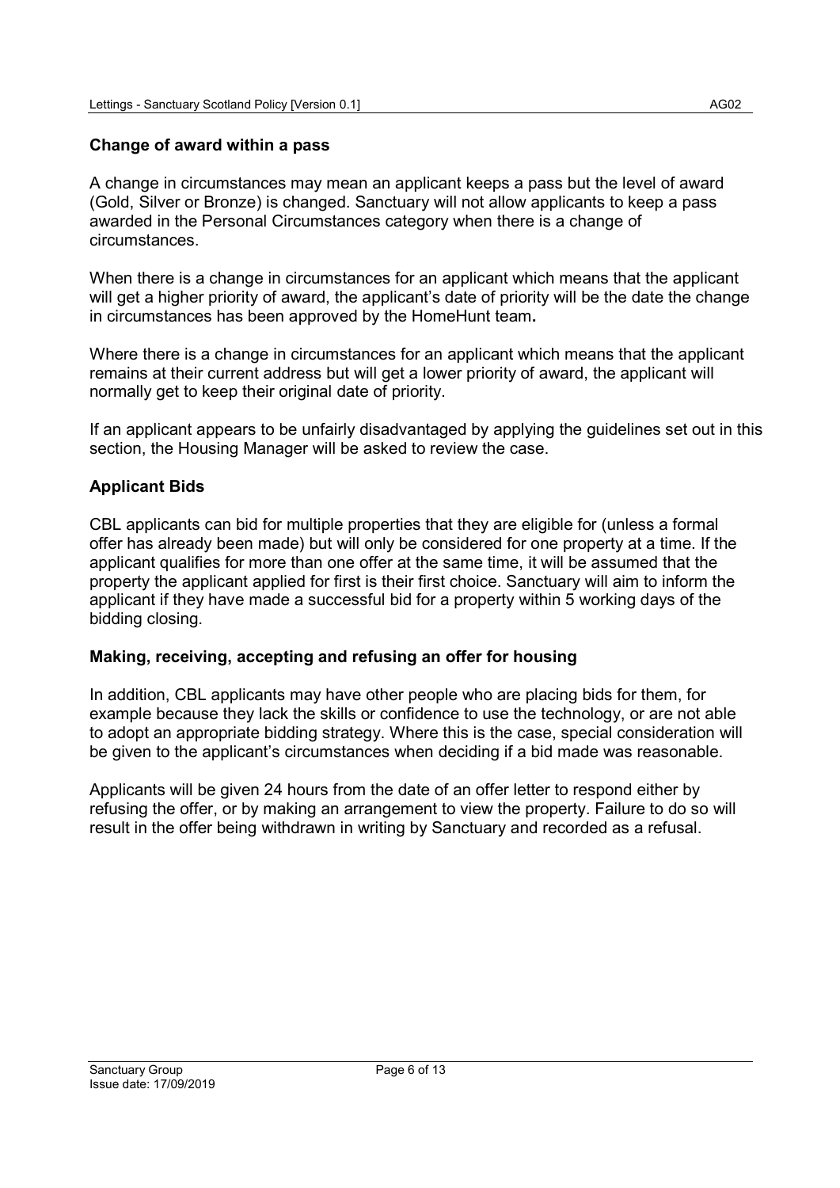### Change of award within a pass

A change in circumstances may mean an applicant keeps a pass but the level of award (Gold, Silver or Bronze) is changed. Sanctuary will not allow applicants to keep a pass awarded in the Personal Circumstances category when there is a change of circumstances.

When there is a change in circumstances for an applicant which means that the applicant will get a higher priority of award, the applicant's date of priority will be the date the change in circumstances has been approved by the HomeHunt team**.**

Where there is a change in circumstances for an applicant which means that the applicant remains at their current address but will get a lower priority of award, the applicant will normally get to keep their original date of priority.

If an applicant appears to be unfairly disadvantaged by applying the guidelines set out in this section, the Housing Manager will be asked to review the case.

### Applicant Bids

CBL applicants can bid for multiple properties that they are eligible for (unless a formal offer has already been made) but will only be considered for one property at a time. If the applicant qualifies for more than one offer at the same time, it will be assumed that the property the applicant applied for first is their first choice. Sanctuary will aim to inform the applicant if they have made a successful bid for a property within 5 working days of the bidding closing.

### Making, receiving, accepting and refusing an offer for housing

In addition, CBL applicants may have other people who are placing bids for them, for example because they lack the skills or confidence to use the technology, or are not able to adopt an appropriate bidding strategy. Where this is the case, special consideration will be given to the applicant's circumstances when deciding if a bid made was reasonable.

Applicants will be given 24 hours from the date of an offer letter to respond either by refusing the offer, or by making an arrangement to view the property. Failure to do so will result in the offer being withdrawn in writing by Sanctuary and recorded as a refusal.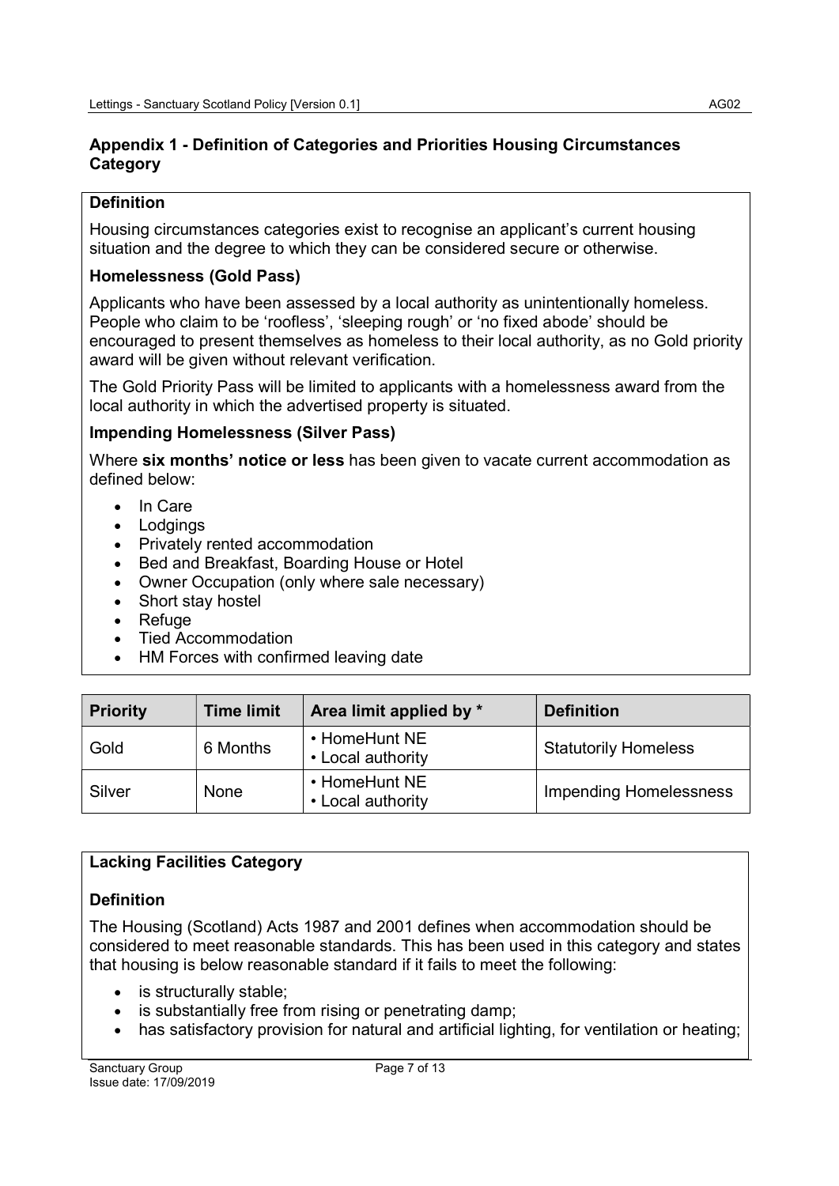## Appendix 1 - Definition of Categories and Priorities Housing Circumstances Category

### Definition

Housing circumstances categories exist to recognise an applicant's current housing situation and the degree to which they can be considered secure or otherwise.

### Homelessness (Gold Pass)

Applicants who have been assessed by a local authority as unintentionally homeless. People who claim to be 'roofless', 'sleeping rough' or 'no fixed abode' should be encouraged to present themselves as homeless to their local authority, as no Gold priority award will be given without relevant verification.

The Gold Priority Pass will be limited to applicants with a homelessness award from the local authority in which the advertised property is situated.

### Impending Homelessness (Silver Pass)

Where **six months' notice or less** has been given to vacate current accommodation as defined below:

- In Care
- Lodgings
- Privately rented accommodation
- Bed and Breakfast, Boarding House or Hotel
- Owner Occupation (only where sale necessary)
- Short stay hostel
- Refuge
- Tied Accommodation
- HM Forces with confirmed leaving date

| Priority | Time limit | Area limit applied by * | Definition |
| --- | --- | --- | --- |
| Gold | 6 Months | • HomeHunt NE<br>• Local authority | Statutorily Homeless |
| Silver | None | • HomeHunt NE<br>• Local authority | Impending Homelessness |

## Lacking Facilities Category

### Definition

The Housing (Scotland) Acts 1987 and 2001 defines when accommodation should be considered to meet reasonable standards. This has been used in this category and states that housing is below reasonable standard if it fails to meet the following:

- is structurally stable;
- is substantially free from rising or penetrating damp;
- has satisfactory provision for natural and artificial lighting, for ventilation or heating;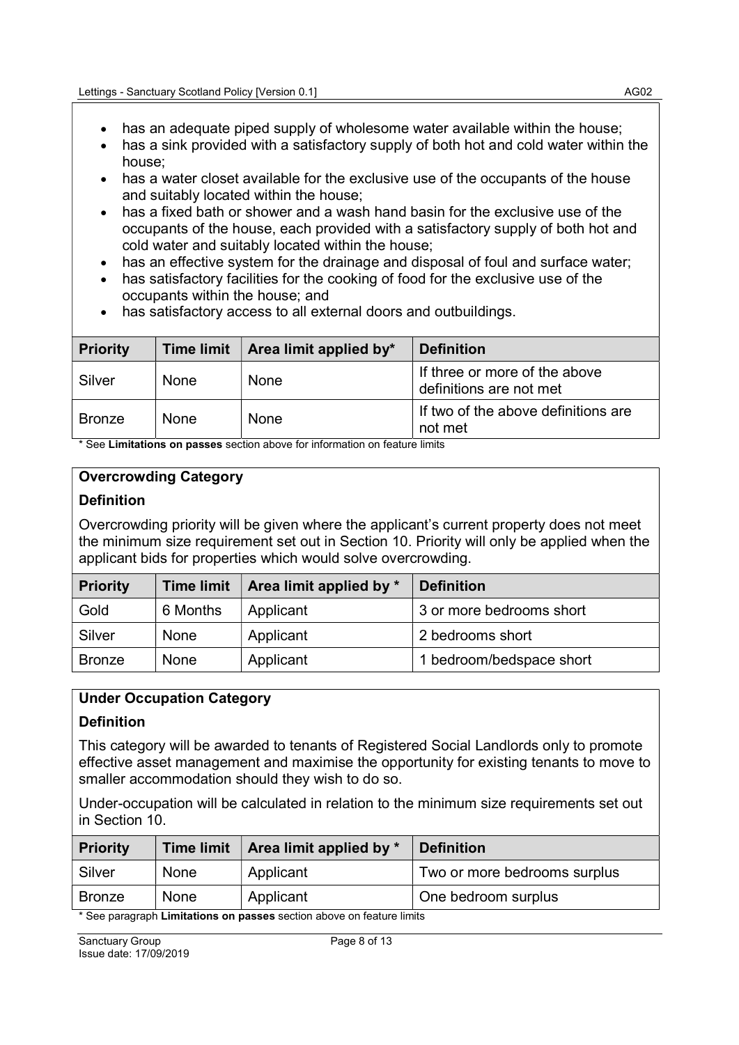- has an adequate piped supply of wholesome water available within the house;
- has a sink provided with a satisfactory supply of both hot and cold water within the house;
- has a water closet available for the exclusive use of the occupants of the house and suitably located within the house;
- has a fixed bath or shower and a wash hand basin for the exclusive use of the occupants of the house, each provided with a satisfactory supply of both hot and cold water and suitably located within the house;
- has an effective system for the drainage and disposal of foul and surface water;
- has satisfactory facilities for the cooking of food for the exclusive use of the occupants within the house; and
- has satisfactory access to all external doors and outbuildings.

| Priority | Time limit | Area limit applied by* | Definition |
|---|---|---|---|
| Silver | None | None | If three or more of the above definitions are not met |
| Bronze | None | None | If two of the above definitions are not met |

\* See **Limitations on passes** section above for information on feature limits

**Overcrowding Category**

**Definition**

Overcrowding priority will be given where the applicant's current property does not meet the minimum size requirement set out in Section 10. Priority will only be applied when the applicant bids for properties which would solve overcrowding.

| Priority | Time limit | Area limit applied by * | Definition |
|---|---|---|---|
| Gold | 6 Months | Applicant | 3 or more bedrooms short |
| Silver | None | Applicant | 2 bedrooms short |
| Bronze | None | Applicant | 1 bedroom/bedspace short |

**Under Occupation Category**

**Definition**

This category will be awarded to tenants of Registered Social Landlords only to promote effective asset management and maximise the opportunity for existing tenants to move to smaller accommodation should they wish to do so.

Under-occupation will be calculated in relation to the minimum size requirements set out in Section 10.

| Priority | Time limit | Area limit applied by * | Definition |
|---|---|---|---|
| Silver | None | Applicant | Two or more bedrooms surplus |
| Bronze | None | Applicant | One bedroom surplus |

\* See paragraph **Limitations on passes** section above on feature limits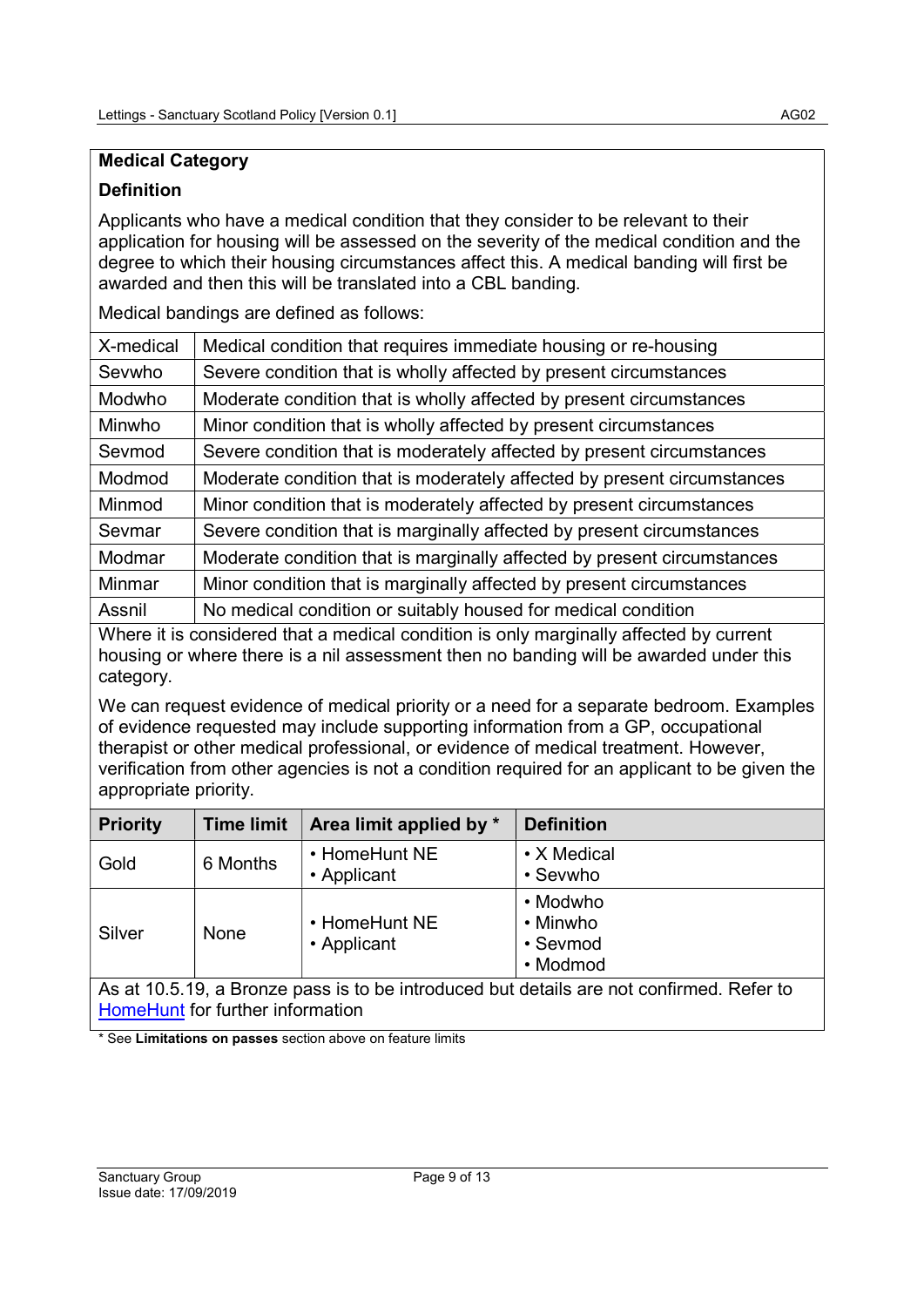## Medical Category

### Definition

Applicants who have a medical condition that they consider to be relevant to their application for housing will be assessed on the severity of the medical condition and the degree to which their housing circumstances affect this. A medical banding will first be awarded and then this will be translated into a CBL banding.

Medical bandings are defined as follows:

| | |
|---|---|
| X-medical | Medical condition that requires immediate housing or re-housing |
| Sevwho | Severe condition that is wholly affected by present circumstances |
| Modwho | Moderate condition that is wholly affected by present circumstances |
| Minwho | Minor condition that is wholly affected by present circumstances |
| Sevmod | Severe condition that is moderately affected by present circumstances |
| Modmod | Moderate condition that is moderately affected by present circumstances |
| Minmod | Minor condition that is moderately affected by present circumstances |
| Sevmar | Severe condition that is marginally affected by present circumstances |
| Modmar | Moderate condition that is marginally affected by present circumstances |
| Minmar | Minor condition that is marginally affected by present circumstances |
| Assnil | No medical condition or suitably housed for medical condition |

Where it is considered that a medical condition is only marginally affected by current housing or where there is a nil assessment then no banding will be awarded under this category.

We can request evidence of medical priority or a need for a separate bedroom. Examples of evidence requested may include supporting information from a GP, occupational therapist or other medical professional, or evidence of medical treatment. However, verification from other agencies is not a condition required for an applicant to be given the appropriate priority.

| Priority | Time limit | Area limit applied by * | Definition |
|---|---|---|---|
| Gold | 6 Months | • HomeHunt NE<br>• Applicant | • X Medical<br>• Sevwho |
| Silver | None | • HomeHunt NE<br>• Applicant | • Modwho<br>• Minwho<br>• Sevmod<br>• Modmod |

As at 10.5.19, a Bronze pass is to be introduced but details are not confirmed. Refer to HomeHunt for further information

* See **Limitations on passes** section above on feature limits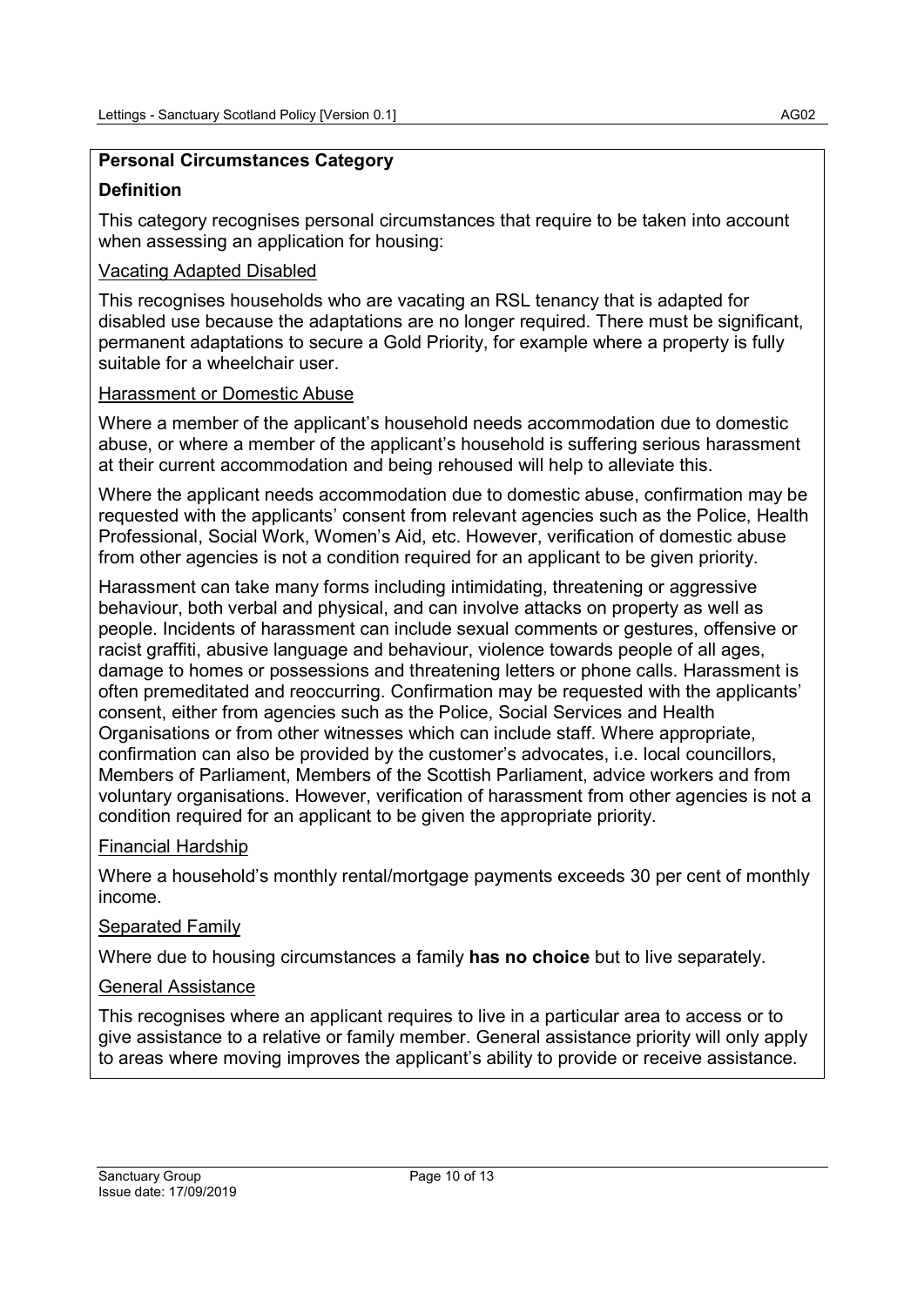**Personal Circumstances Category**

**Definition**

This category recognises personal circumstances that require to be taken into account when assessing an application for housing:

Vacating Adapted Disabled

This recognises households who are vacating an RSL tenancy that is adapted for disabled use because the adaptations are no longer required. There must be significant, permanent adaptations to secure a Gold Priority, for example where a property is fully suitable for a wheelchair user.

Harassment or Domestic Abuse

Where a member of the applicant's household needs accommodation due to domestic abuse, or where a member of the applicant's household is suffering serious harassment at their current accommodation and being rehoused will help to alleviate this.

Where the applicant needs accommodation due to domestic abuse, confirmation may be requested with the applicants' consent from relevant agencies such as the Police, Health Professional, Social Work, Women's Aid, etc. However, verification of domestic abuse from other agencies is not a condition required for an applicant to be given priority.

Harassment can take many forms including intimidating, threatening or aggressive behaviour, both verbal and physical, and can involve attacks on property as well as people. Incidents of harassment can include sexual comments or gestures, offensive or racist graffiti, abusive language and behaviour, violence towards people of all ages, damage to homes or possessions and threatening letters or phone calls. Harassment is often premeditated and reoccurring. Confirmation may be requested with the applicants' consent, either from agencies such as the Police, Social Services and Health Organisations or from other witnesses which can include staff. Where appropriate, confirmation can also be provided by the customer's advocates, i.e. local councillors, Members of Parliament, Members of the Scottish Parliament, advice workers and from voluntary organisations. However, verification of harassment from other agencies is not a condition required for an applicant to be given the appropriate priority.

Financial Hardship

Where a household's monthly rental/mortgage payments exceeds 30 per cent of monthly income.

Separated Family

Where due to housing circumstances a family **has no choice** but to live separately.

General Assistance

This recognises where an applicant requires to live in a particular area to access or to give assistance to a relative or family member. General assistance priority will only apply to areas where moving improves the applicant's ability to provide or receive assistance.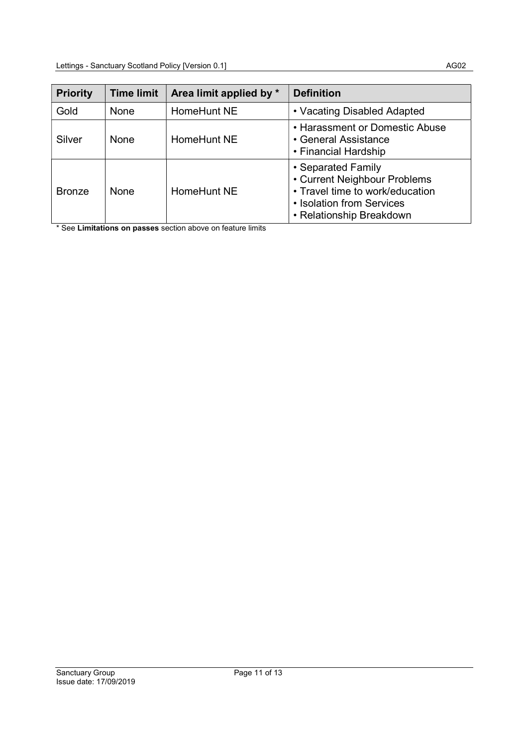| Priority | Time limit | Area limit applied by * | Definition |
| --- | --- | --- | --- |
| Gold | None | HomeHunt NE | • Vacating Disabled Adapted |
| Silver | None | HomeHunt NE | • Harassment or Domestic Abuse<br>• General Assistance<br>• Financial Hardship |
| Bronze | None | HomeHunt NE | • Separated Family<br>• Current Neighbour Problems<br>• Travel time to work/education<br>• Isolation from Services<br>• Relationship Breakdown |

* See **Limitations on passes** section above on feature limits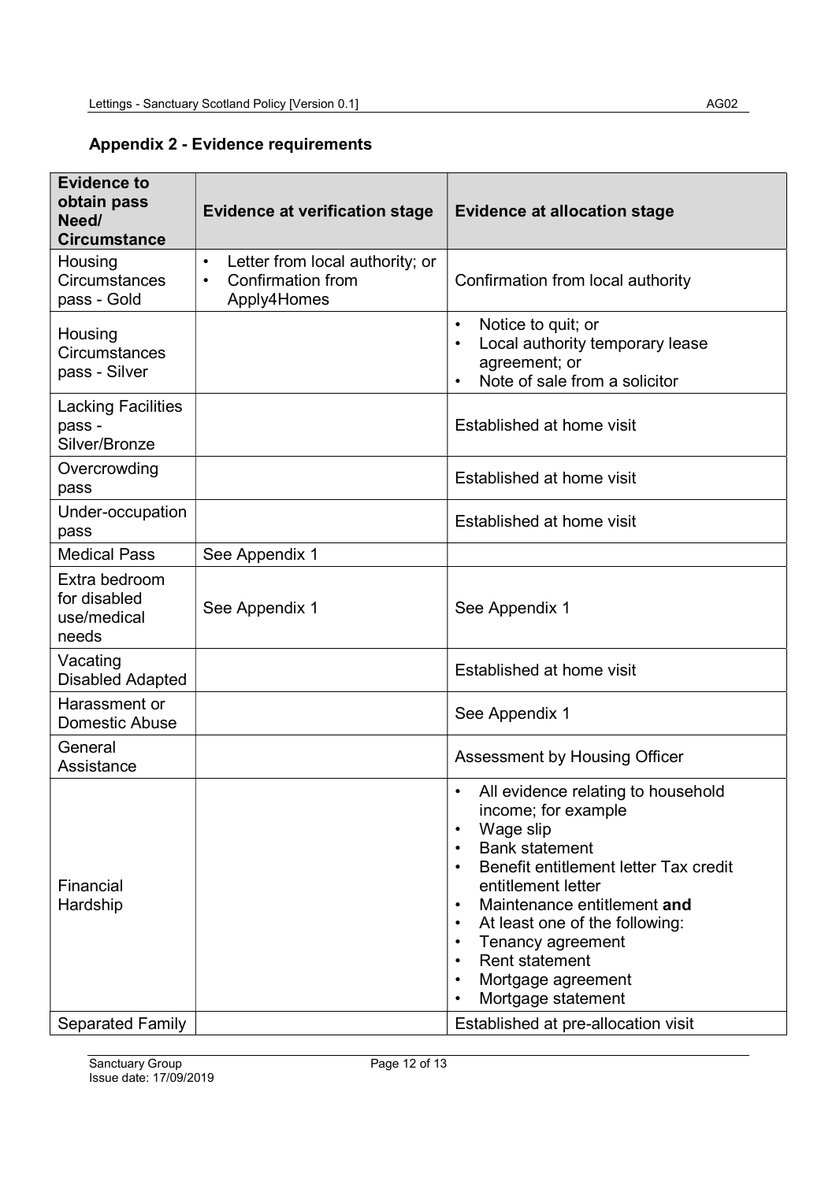## Appendix 2 - Evidence requirements

| Evidence to obtain pass Need/ Circumstance | Evidence at verification stage | Evidence at allocation stage |
|---|---|---|
| Housing Circumstances pass - Gold | • Letter from local authority; or<br>• Confirmation from Apply4Homes | Confirmation from local authority |
| Housing Circumstances pass - Silver | | • Notice to quit; or<br>• Local authority temporary lease agreement; or<br>• Note of sale from a solicitor |
| Lacking Facilities pass - Silver/Bronze | | Established at home visit |
| Overcrowding pass | | Established at home visit |
| Under-occupation pass | | Established at home visit |
| Medical Pass | See Appendix 1 | |
| Extra bedroom for disabled use/medical needs | See Appendix 1 | See Appendix 1 |
| Vacating Disabled Adapted | | Established at home visit |
| Harassment or Domestic Abuse | | See Appendix 1 |
| General Assistance | | Assessment by Housing Officer |
| Financial Hardship | | • All evidence relating to household income; for example<br>• Wage slip<br>• Bank statement<br>• Benefit entitlement letter Tax credit entitlement letter<br>• Maintenance entitlement **and**<br>• At least one of the following:<br>• Tenancy agreement<br>• Rent statement<br>• Mortgage agreement<br>• Mortgage statement |
| Separated Family | | Established at pre-allocation visit |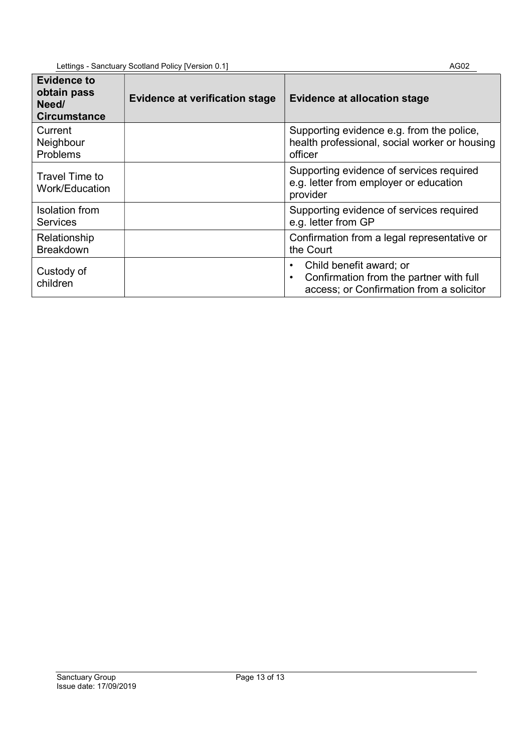| Evidence to obtain pass Need/ Circumstance | Evidence at verification stage | Evidence at allocation stage |
|---|---|---|
| Current Neighbour Problems | | Supporting evidence e.g. from the police, health professional, social worker or housing officer |
| Travel Time to Work/Education | | Supporting evidence of services required e.g. letter from employer or education provider |
| Isolation from Services | | Supporting evidence of services required e.g. letter from GP |
| Relationship Breakdown | | Confirmation from a legal representative or the Court |
| Custody of children | | • Child benefit award; or<br>• Confirmation from the partner with full access; or Confirmation from a solicitor |